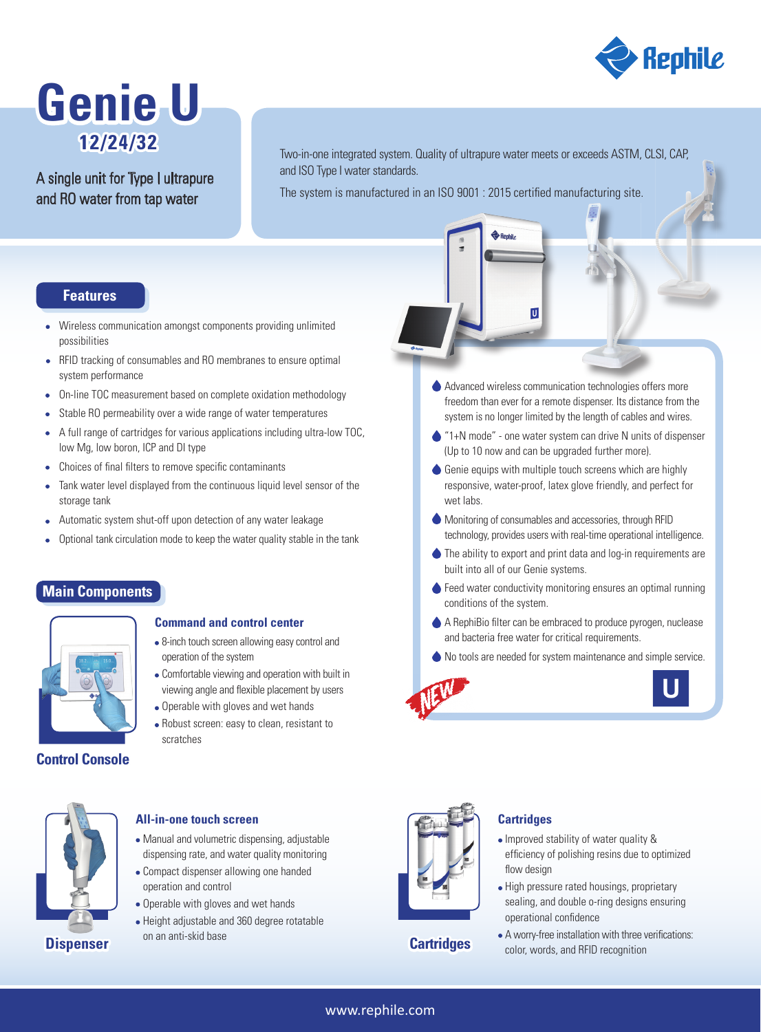# Genie U

## 12/24/32

A single unit for Type I ultrapure and RO water from tap water

Two-in-one integrated system. Quality of ultrapure water meets or exceeds ASTM, CLSI, CAP, and ISO Type I water standards.

The system is manufactured in an ISO 9001 : 2015 certified manufacturing site.

## Features

- Wireless communication amongst components providing unlimited possibilities
- RFID tracking of consumables and RO membranes to ensure optimal system performance
- On-line TOC measurement based on complete oxidation methodology
- Stable RO permeability over a wide range of water temperatures
- A full range of cartridges for various applications including ultra-low TOC, low Mg, low boron, ICP and DI type
- Choices of final filters to remove specific contaminants
- Tank water level displayed from the continuous liquid level sensor of the storage tank
- Automatic system shut-off upon detection of any water leakage
- Optional tank circulation mode to keep the water quality stable in the tank

- Advanced wireless communication technologies offers more freedom than ever for a remote dispenser. Its distance from the system is no longer limited by the length of cables and wires.
- "1+N mode" - one water system can drive N units of dispenser (Up to 10 now and can be upgraded further more).
- Genie equips with multiple touch screens which are highly responsive, water-proof, latex glove friendly, and perfect for wet labs.
- Monitoring of consumables and accessories, through RFID technology, provides users with real-time operational intelligence.
- The ability to export and print data and log-in requirements are built into all of our Genie systems.
- Feed water conductivity monitoring ensures an optimal running conditions of the system.
- A RephiBio filter can be embraced to produce pyrogen, nuclease and bacteria free water for critical requirements.
- No tools are needed for system maintenance and simple service.

NEW

## Main Components

### Control Console

**Command and control center**

- 8-inch touch screen allowing easy control and operation of the system
- Comfortable viewing and operation with built in viewing angle and flexible placement by users
- Operable with gloves and wet hands
- Robust screen: easy to clean, resistant to scratches

### Dispenser

**All-in-one touch screen**

- Manual and volumetric dispensing, adjustable dispensing rate, and water quality monitoring
- Compact dispenser allowing one handed operation and control
- Operable with gloves and wet hands
- Height adjustable and 360 degree rotatable on an anti-skid base

### Cartridges

**Cartridges**

- Improved stability of water quality & efficiency of polishing resins due to optimized flow design
- High pressure rated housings, proprietary sealing, and double o-ring designs ensuring operational confidence
- A worry-free installation with three verifications: color, words, and RFID recognition

www.rephile.com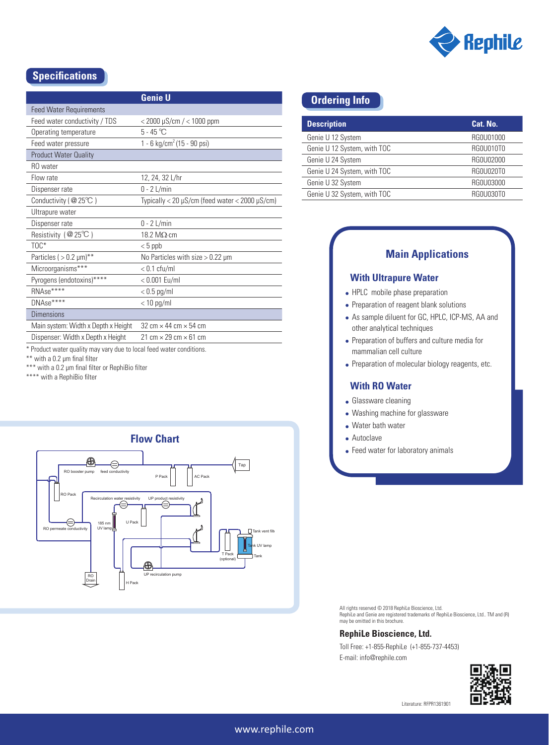## Specifications

| | Genie U |
|---|---|
| **Feed Water Requirements** | |
| Feed water conductivity / TDS | < 2000 μS/cm / < 1000 ppm |
| Operating temperature | 5 - 45 ℃ |
| Feed water pressure | 1 - 6 kg/cm$^2$ (15 - 90 psi) |
| **Product Water Quality** | |
| RO water | |
| Flow rate | 12, 24, 32 L/hr |
| Dispenser rate | 0 - 2 L/min |
| Conductivity (@25℃) | Typically < 20 μS/cm (feed water < 2000 μS/cm) |
| Ultrapure water | |
| Dispenser rate | 0 - 2 L/min |
| Resistivity (@25℃) | 18.2 MΩ·cm |
| TOC* | < 5 ppb |
| Particles ( > 0.2 μm)** | No Particles with size > 0.22 μm |
| Microorganisms*** | < 0.1 cfu/ml |
| Pyrogens (endotoxins)**** | < 0.001 Eu/ml |
| RNAse**** | < 0.5 pg/ml |
| DNAse**** | < 10 pg/ml |
| **Dimensions** | |
| Main system: Width x Depth x Height | 32 cm × 44 cm × 54 cm |
| Dispenser: Width x Depth x Height | 21 cm × 29 cm × 61 cm |

* Product water quality may vary due to local feed water conditions.
** with a 0.2 μm final filter
*** with a 0.2 μm final filter or RephiBio filter
**** with a RephiBio filter

## Flow Chart

Tap
RO booster pump
feed conductivity
P Pack
AC Pack
RO Pack
Recirculation water resistivity
UP product resistivity
185 nm UV lamp
U Pack
RO permeate conductivity
Tank vent filter
Tank UV lamp
Tank
T Pack (optional)
UP recirculation pump
RO Drain
H Pack

## Ordering Info

| Description | Cat. No. |
|---|---|
| Genie U 12 System | RG0U01000 |
| Genie U 12 System, with TOC | RG0U010T0 |
| Genie U 24 System | RG0U02000 |
| Genie U 24 System, with TOC | RG0U020T0 |
| Genie U 32 System | RG0U03000 |
| Genie U 32 System, with TOC | RG0U030T0 |

## Main Applications

### With Ultrapure Water

- HPLC mobile phase preparation
- Preparation of reagent blank solutions
- As sample diluent for GC, HPLC, ICP-MS, AA and other analytical techniques
- Preparation of buffers and culture media for mammalian cell culture
- Preparation of molecular biology reagents, etc.

### With RO Water

- Glassware cleaning
- Washing machine for glassware
- Water bath water
- Autoclave
- Feed water for laboratory animals

All rights reserved © 2018 RephiLe Bioscience, Ltd.
RephiLe and Genie are registered trademarks of RephiLe Bioscience, Ltd.. TM and (R) may be omitted in this brochure.

**RephiLe Bioscience, Ltd.**

Toll Free: +1-855-RephiLe (+1-855-737-4453)
E-mail: info@rephile.com

Literature: RFPR1361901

www.rephile.com